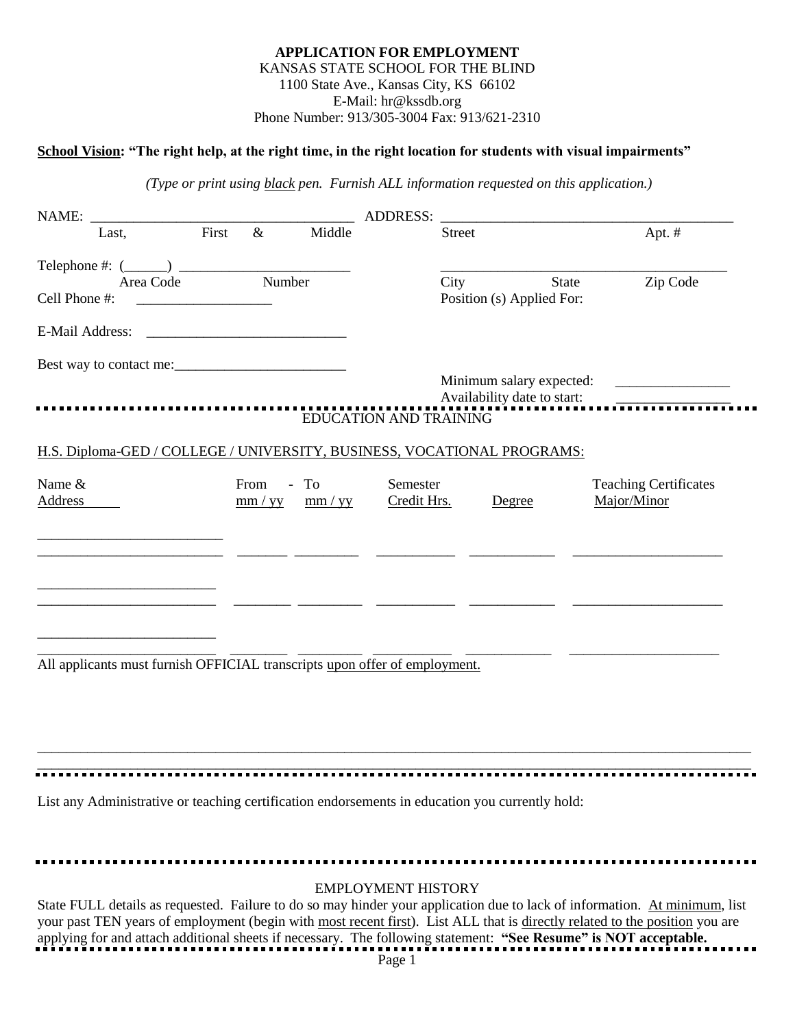**APPLICATION FOR EMPLOYMENT**
KANSAS STATE SCHOOL FOR THE BLIND
1100 State Ave., Kansas City, KS 66102
E-Mail: hr@kssdb.org
Phone Number: 913/305-3004 Fax: 913/621-2310

**School Vision: "The right help, at the right time, in the right location for students with visual impairments"**

*(Type or print using black pen. Furnish ALL information requested on this application.)*

NAME: ______________________________________ ADDRESS: ___________________________________________
Last, First & Middle — Street — Apt. #

Telephone #: (______) ________________________ ___________________________________________
Area Code — Number — City — State — Zip Code

Cell Phone #: ___________________ Position (s) Applied For:

E-Mail Address: ____________________________

Best way to contact me:________________________

Minimum salary expected: ________________
Availability date to start: ________________

EDUCATION AND TRAINING

H.S. Diploma-GED / COLLEGE / UNIVERSITY, BUSINESS, VOCATIONAL PROGRAMS:

| Name & Address | From mm / yy | - To mm / yy | Semester Credit Hrs. | Degree | Teaching Certificates Major/Minor |
|---|---|---|---|---|---|
| | | | | | |
| | | | | | |
| | | | | | |

All applicants must furnish OFFICIAL transcripts upon offer of employment.

______________________________________________________________________________________________
______________________________________________________________________________________________

List any Administrative or teaching certification endorsements in education you currently hold:

EMPLOYMENT HISTORY

State FULL details as requested. Failure to do so may hinder your application due to lack of information. At minimum, list your past TEN years of employment (begin with most recent first). List ALL that is directly related to the position you are applying for and attach additional sheets if necessary. The following statement: **"See Resume" is NOT acceptable.**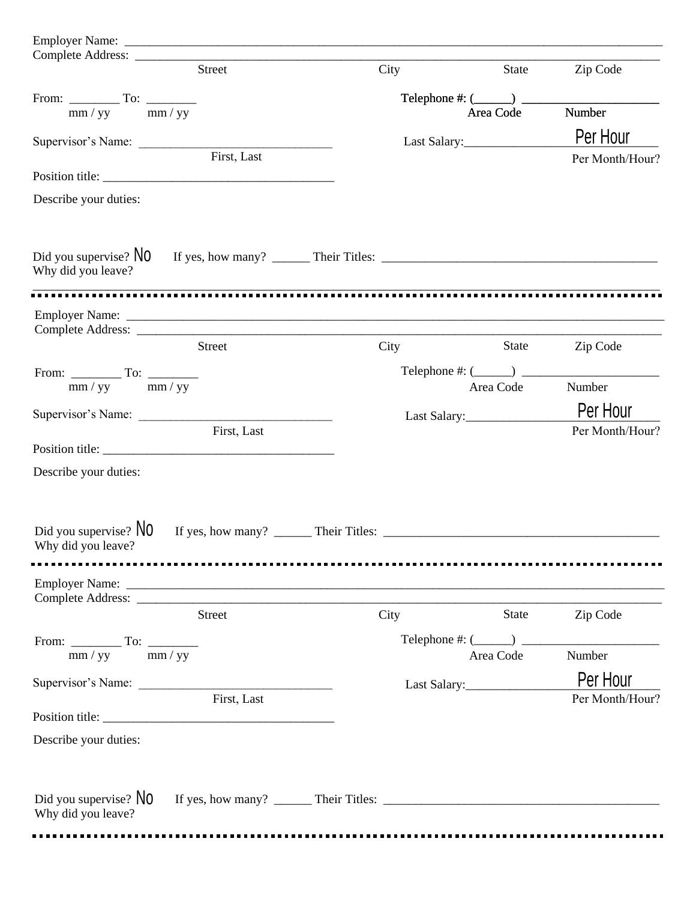Employer Name: ___________________________________________________________________________

Complete Address: _________________________________________________________________________

Street                                        City                    State            Zip Code

From: ________ To: ________
mm / yy            mm / yy

Telephone #: (______) ______________________
Area Code            Number

Supervisor's Name: _______________________________
First, Last

Last Salary:________________ Per Hour
Per Month/Hour?

Position title: _____________________________________

Describe your duties:

Did you supervise? No    If yes, how many? ______ Their Titles: ___________________________________________

Why did you leave?

---

Employer Name: ___________________________________________________________________________

Complete Address: _________________________________________________________________________

Street                                        City                    State            Zip Code

From: ________ To: ________
mm / yy            mm / yy

Telephone #: (______) ______________________
Area Code            Number

Supervisor's Name: _______________________________
First, Last

Last Salary:________________ Per Hour
Per Month/Hour?

Position title: _____________________________________

Describe your duties:

Did you supervise? No    If yes, how many? ______ Their Titles: ___________________________________________

Why did you leave?

---

Employer Name: ___________________________________________________________________________

Complete Address: _________________________________________________________________________

Street                                        City                    State            Zip Code

From: ________ To: ________
mm / yy            mm / yy

Telephone #: (______) ______________________
Area Code            Number

Supervisor's Name: _______________________________
First, Last

Last Salary:________________ Per Hour
Per Month/Hour?

Position title: _____________________________________

Describe your duties:

Did you supervise? No    If yes, how many? ______ Their Titles: ___________________________________________

Why did you leave?

---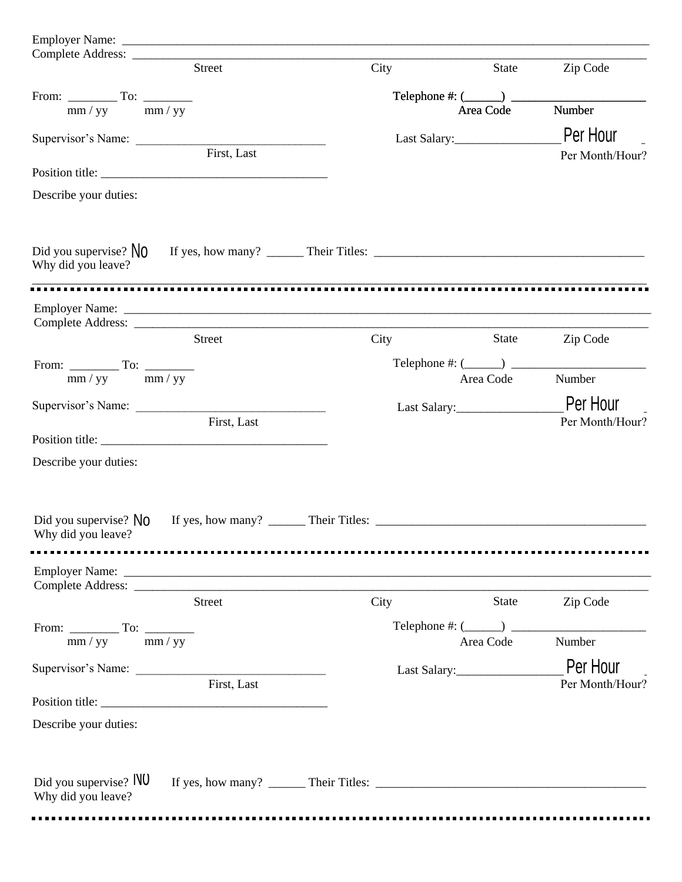Employer Name: ___________________________________________________________________________

Complete Address: ___________________________________________________________________________

Street City State Zip Code

From: ________ To: ________
mm / yy mm / yy

Telephone #: (______) ______________________
Area Code Number

Supervisor's Name: _______________________________
First, Last

Last Salary:________________ Per Hour
Per Month/Hour?

Position title: _____________________________________

Describe your duties:

Did you supervise? No If yes, how many? ______ Their Titles: ____________________________________________

Why did you leave?

---

Employer Name: ___________________________________________________________________________

Complete Address: ___________________________________________________________________________

Street City State Zip Code

From: ________ To: ________
mm / yy mm / yy

Telephone #: (______) ______________________
Area Code Number

Supervisor's Name: _______________________________
First, Last

Last Salary:________________ Per Hour
Per Month/Hour?

Position title: _____________________________________

Describe your duties:

Did you supervise? No If yes, how many? ______ Their Titles: ____________________________________________

Why did you leave?

---

Employer Name: ___________________________________________________________________________

Complete Address: ___________________________________________________________________________

Street City State Zip Code

From: ________ To: ________
mm / yy mm / yy

Telephone #: (______) ______________________
Area Code Number

Supervisor's Name: _______________________________
First, Last

Last Salary:________________ Per Hour
Per Month/Hour?

Position title: _____________________________________

Describe your duties:

Did you supervise? No If yes, how many? ______ Their Titles: ____________________________________________

Why did you leave?

---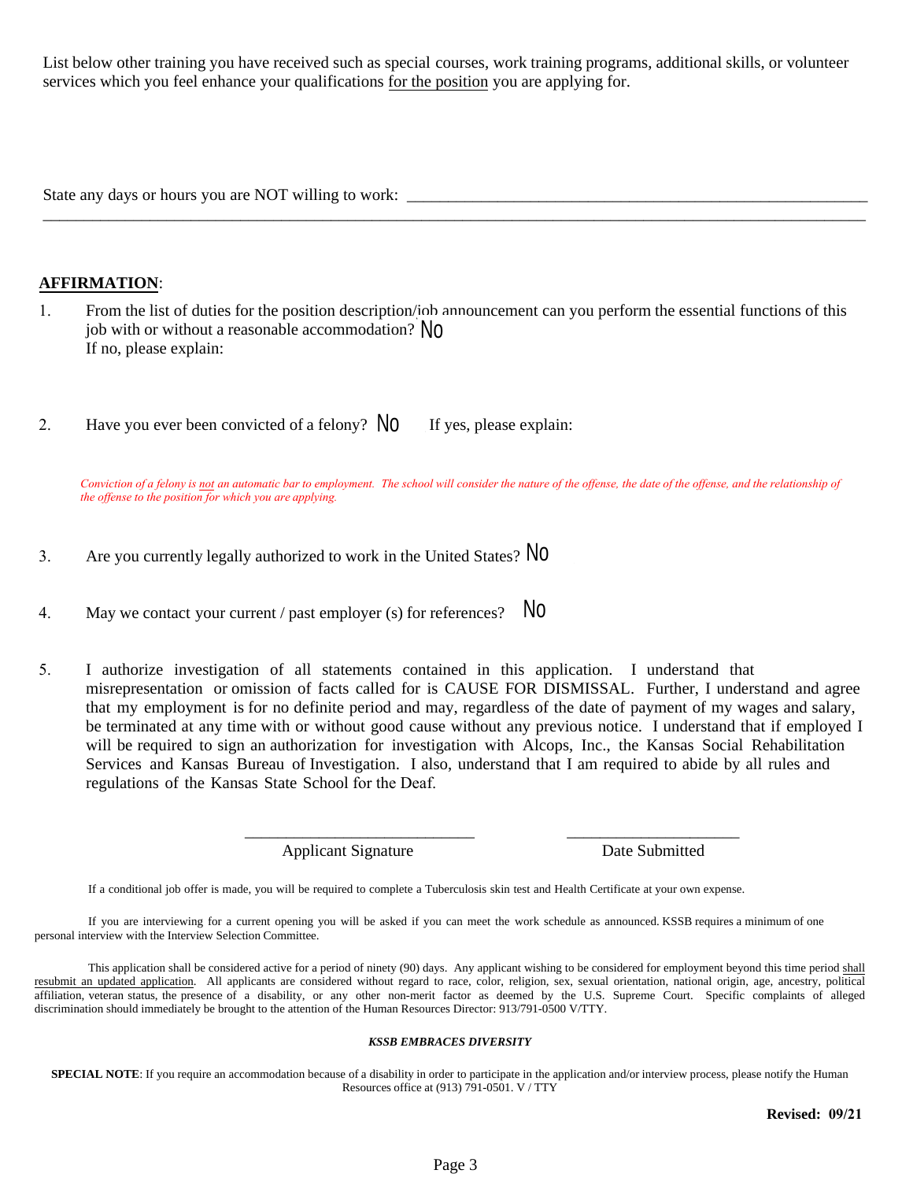List below other training you have received such as special courses, work training programs, additional skills, or volunteer services which you feel enhance your qualifications for the position you are applying for.

State any days or hours you are NOT willing to work: ___________________________________________________________

_____________________________________________________________________________________________

**AFFIRMATION**:

1. From the list of duties for the position description/job announcement can you perform the essential functions of this job with or without a reasonable accommodation? No
   If no, please explain:

2. Have you ever been convicted of a felony? No   If yes, please explain:

*Conviction of a felony is not an automatic bar to employment. The school will consider the nature of the offense, the date of the offense, and the relationship of the offense to the position for which you are applying.*

3. Are you currently legally authorized to work in the United States? No

4. May we contact your current / past employer (s) for references? No

5. I authorize investigation of all statements contained in this application. I understand that misrepresentation or omission of facts called for is CAUSE FOR DISMISSAL. Further, I understand and agree that my employment is for no definite period and may, regardless of the date of payment of my wages and salary, be terminated at any time with or without good cause without any previous notice. I understand that if employed I will be required to sign an authorization for investigation with Alcops, Inc., the Kansas Social Rehabilitation Services and Kansas Bureau of Investigation. I also, understand that I am required to abide by all rules and regulations of the Kansas State School for the Deaf.

___________________________ ____________________

Applicant Signature Date Submitted

If a conditional job offer is made, you will be required to complete a Tuberculosis skin test and Health Certificate at your own expense.

If you are interviewing for a current opening you will be asked if you can meet the work schedule as announced. KSSB requires a minimum of one personal interview with the Interview Selection Committee.

This application shall be considered active for a period of ninety (90) days. Any applicant wishing to be considered for employment beyond this time period shall resubmit an updated application. All applicants are considered without regard to race, color, religion, sex, sexual orientation, national origin, age, ancestry, political affiliation, veteran status, the presence of a disability, or any other non-merit factor as deemed by the U.S. Supreme Court. Specific complaints of alleged discrimination should immediately be brought to the attention of the Human Resources Director: 913/791-0500 V/TTY.

***KSSB EMBRACES DIVERSITY***

**SPECIAL NOTE**: If you require an accommodation because of a disability in order to participate in the application and/or interview process, please notify the Human Resources office at (913) 791-0501. V / TTY

**Revised: 09/21**